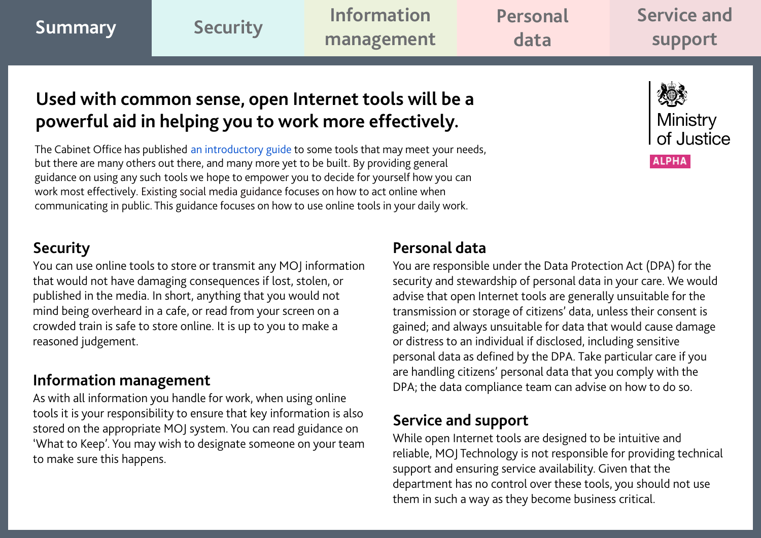Summary | Security | Information management | Personal data | Service and support

Ministry of Justice

ALPHA

# Used with common sense, open Internet tools will be a powerful aid in helping you to work more effectively.

The Cabinet Office has published an introductory guide to some tools that may meet your needs, but there are many others out there, and many more yet to be built. By providing general guidance on using any such tools we hope to empower you to decide for yourself how you can work most effectively. Existing social media guidance focuses on how to act online when communicating in public. This guidance focuses on how to use online tools in your daily work.

## Security

You can use online tools to store or transmit any MOJ information that would not have damaging consequences if lost, stolen, or published in the media. In short, anything that you would not mind being overheard in a cafe, or read from your screen on a crowded train is safe to store online. It is up to you to make a reasoned judgement.

## Information management

As with all information you handle for work, when using online tools it is your responsibility to ensure that key information is also stored on the appropriate MOJ system. You can read guidance on 'What to Keep'. You may wish to designate someone on your team to make sure this happens.

## Personal data

You are responsible under the Data Protection Act (DPA) for the security and stewardship of personal data in your care. We would advise that open Internet tools are generally unsuitable for the transmission or storage of citizens' data, unless their consent is gained; and always unsuitable for data that would cause damage or distress to an individual if disclosed, including sensitive personal data as defined by the DPA. Take particular care if you are handling citizens' personal data that you comply with the DPA; the data compliance team can advise on how to do so.

## Service and support

While open Internet tools are designed to be intuitive and reliable, MOJ Technology is not responsible for providing technical support and ensuring service availability. Given that the department has no control over these tools, you should not use them in such a way as they become business critical.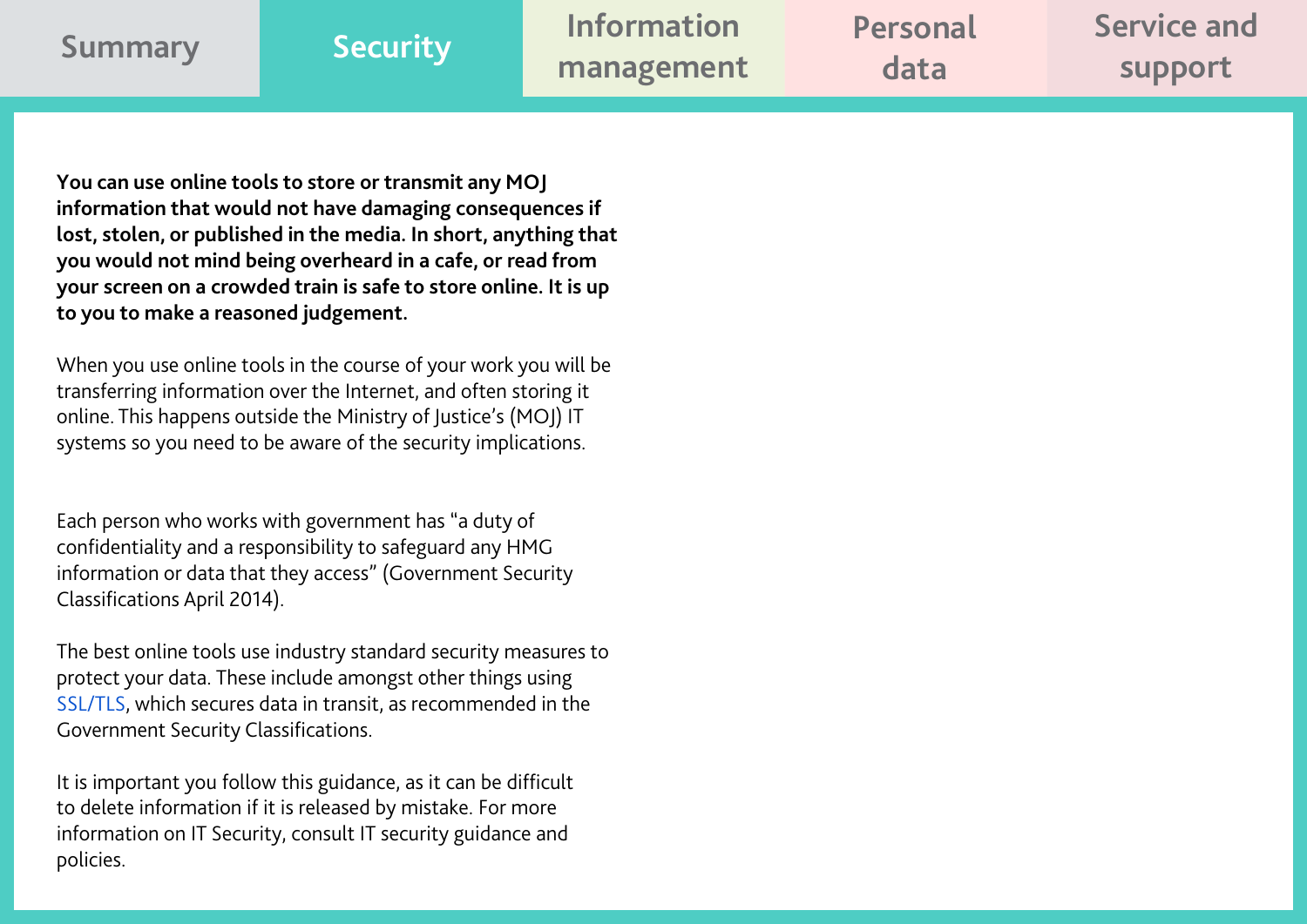Summary | **Security** | Information management | Personal data | Service and support

**You can use online tools to store or transmit any MOJ information that would not have damaging consequences if lost, stolen, or published in the media. In short, anything that you would not mind being overheard in a cafe, or read from your screen on a crowded train is safe to store online. It is up to you to make a reasoned judgement.**

When you use online tools in the course of your work you will be transferring information over the Internet, and often storing it online. This happens outside the Ministry of Justice's (MOJ) IT systems so you need to be aware of the security implications.

Each person who works with government has "a duty of confidentiality and a responsibility to safeguard any HMG information or data that they access" (Government Security Classifications April 2014).

The best online tools use industry standard security measures to protect your data. These include amongst other things using SSL/TLS, which secures data in transit, as recommended in the Government Security Classifications.

It is important you follow this guidance, as it can be difficult to delete information if it is released by mistake. For more information on IT Security, consult IT security guidance and policies.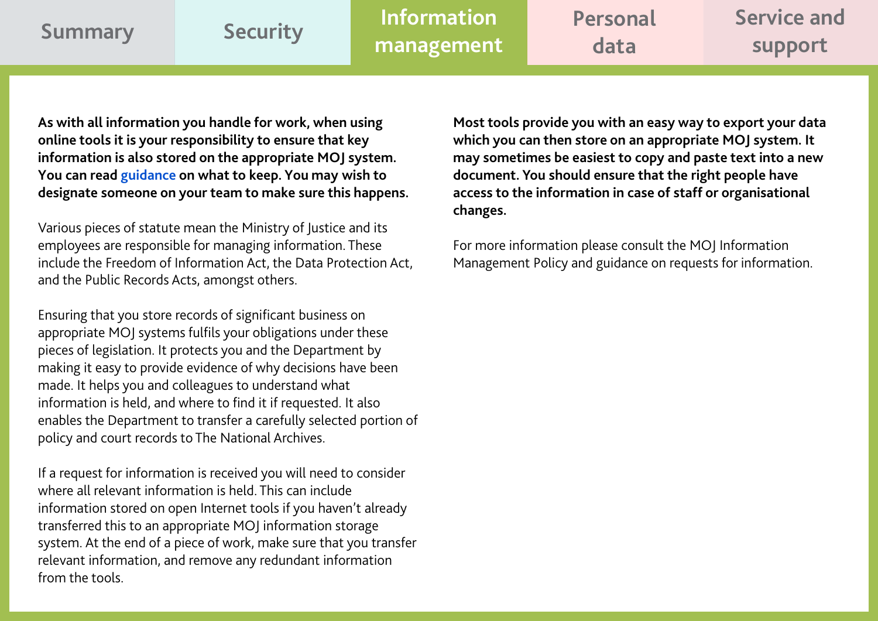Summary | Security | Information management | Personal data | Service and support

## Information management

**As with all information you handle for work, when using online tools it is your responsibility to ensure that key information is also stored on the appropriate MOJ system. You can read guidance on what to keep. You may wish to designate someone on your team to make sure this happens.**

Various pieces of statute mean the Ministry of Justice and its employees are responsible for managing information. These include the Freedom of Information Act, the Data Protection Act, and the Public Records Acts, amongst others.

Ensuring that you store records of significant business on appropriate MOJ systems fulfils your obligations under these pieces of legislation. It protects you and the Department by making it easy to provide evidence of why decisions have been made. It helps you and colleagues to understand what information is held, and where to find it if requested. It also enables the Department to transfer a carefully selected portion of policy and court records to The National Archives.

If a request for information is received you will need to consider where all relevant information is held. This can include information stored on open Internet tools if you haven't already transferred this to an appropriate MOJ information storage system. At the end of a piece of work, make sure that you transfer relevant information, and remove any redundant information from the tools.

**Most tools provide you with an easy way to export your data which you can then store on an appropriate MOJ system. It may sometimes be easiest to copy and paste text into a new document. You should ensure that the right people have access to the information in case of staff or organisational changes.**

For more information please consult the MOJ Information Management Policy and guidance on requests for information.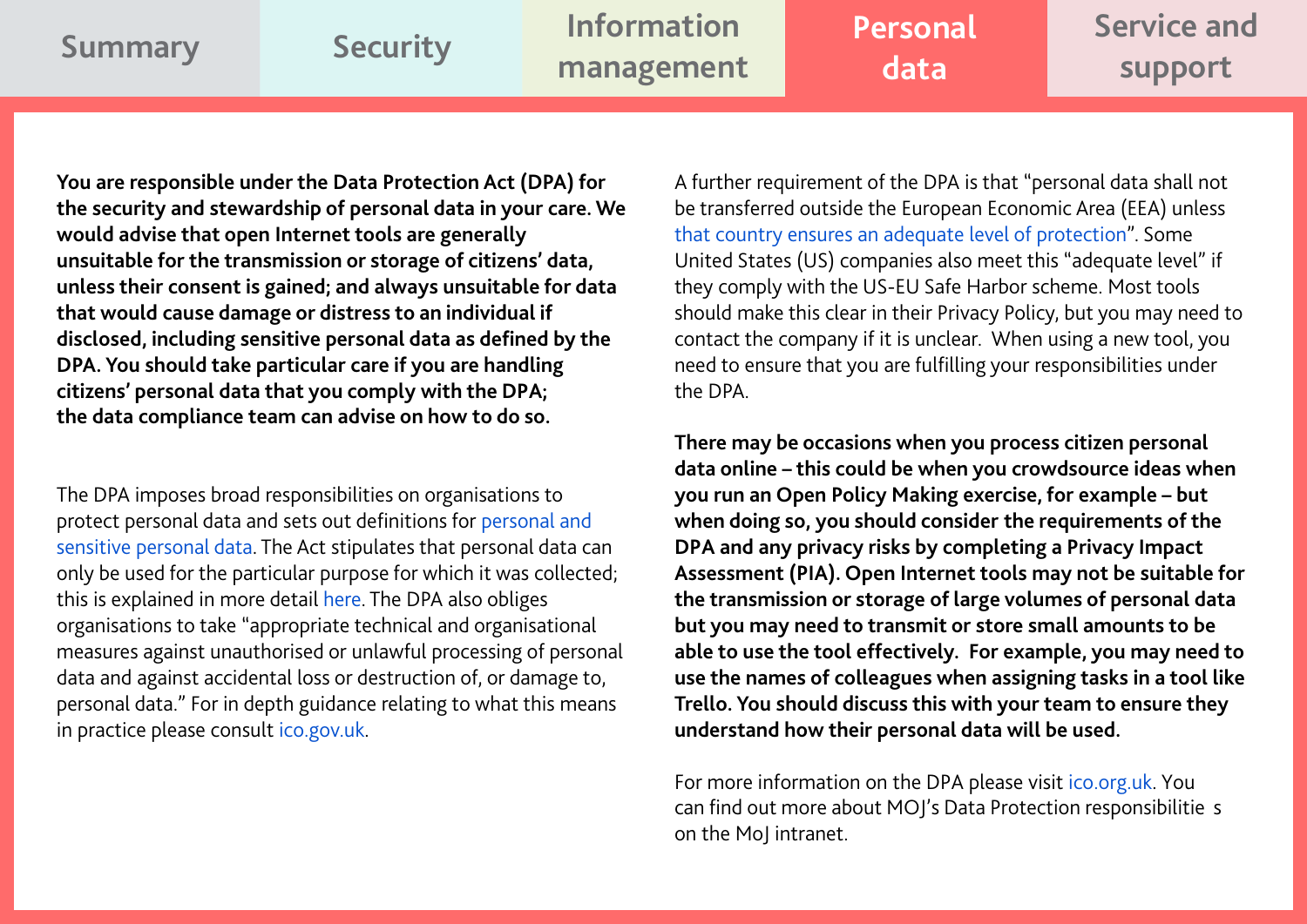**You are responsible under the Data Protection Act (DPA) for the security and stewardship of personal data in your care. We would advise that open Internet tools are generally unsuitable for the transmission or storage of citizens' data, unless their consent is gained; and always unsuitable for data that would cause damage or distress to an individual if disclosed, including sensitive personal data as defined by the DPA. You should take particular care if you are handling citizens' personal data that you comply with the DPA; the data compliance team can advise on how to do so.**

The DPA imposes broad responsibilities on organisations to protect personal data and sets out definitions for personal and sensitive personal data. The Act stipulates that personal data can only be used for the particular purpose for which it was collected; this is explained in more detail here. The DPA also obliges organisations to take "appropriate technical and organisational measures against unauthorised or unlawful processing of personal data and against accidental loss or destruction of, or damage to, personal data." For in depth guidance relating to what this means in practice please consult ico.gov.uk.

A further requirement of the DPA is that "personal data shall not be transferred outside the European Economic Area (EEA) unless that country ensures an adequate level of protection". Some United States (US) companies also meet this "adequate level" if they comply with the US-EU Safe Harbor scheme. Most tools should make this clear in their Privacy Policy, but you may need to contact the company if it is unclear. When using a new tool, you need to ensure that you are fulfilling your responsibilities under the DPA.

**There may be occasions when you process citizen personal data online – this could be when you crowdsource ideas when you run an Open Policy Making exercise, for example – but when doing so, you should consider the requirements of the DPA and any privacy risks by completing a Privacy Impact Assessment (PIA). Open Internet tools may not be suitable for the transmission or storage of large volumes of personal data but you may need to transmit or store small amounts to be able to use the tool effectively. For example, you may need to use the names of colleagues when assigning tasks in a tool like Trello. You should discuss this with your team to ensure they understand how their personal data will be used.**

For more information on the DPA please visit ico.org.uk. You can find out more about MOJ's Data Protection responsibilities on the MoJ intranet.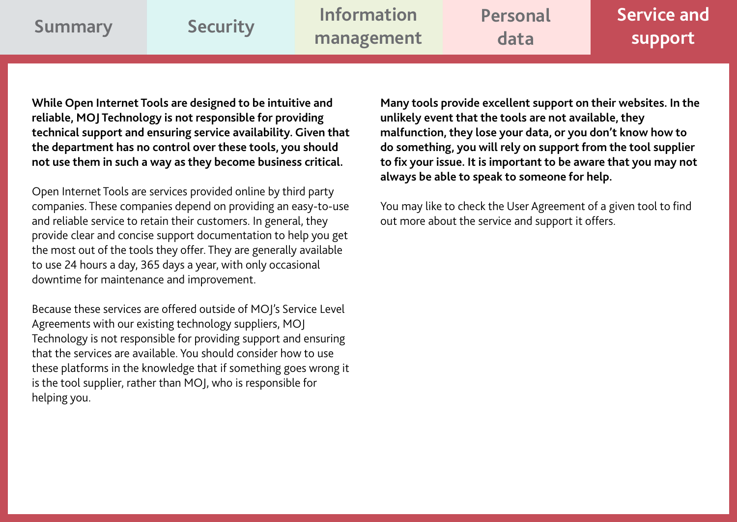Summary | Security | Information management | Personal data | Service and support

## Service and support

**While Open Internet Tools are designed to be intuitive and reliable, MOJ Technology is not responsible for providing technical support and ensuring service availability. Given that the department has no control over these tools, you should not use them in such a way as they become business critical.**

Open Internet Tools are services provided online by third party companies. These companies depend on providing an easy-to-use and reliable service to retain their customers. In general, they provide clear and concise support documentation to help you get the most out of the tools they offer. They are generally available to use 24 hours a day, 365 days a year, with only occasional downtime for maintenance and improvement.

Because these services are offered outside of MOJ's Service Level Agreements with our existing technology suppliers, MOJ Technology is not responsible for providing support and ensuring that the services are available. You should consider how to use these platforms in the knowledge that if something goes wrong it is the tool supplier, rather than MOJ, who is responsible for helping you.

**Many tools provide excellent support on their websites. In the unlikely event that the tools are not available, they malfunction, they lose your data, or you don't know how to do something, you will rely on support from the tool supplier to fix your issue. It is important to be aware that you may not always be able to speak to someone for help.**

You may like to check the User Agreement of a given tool to find out more about the service and support it offers.